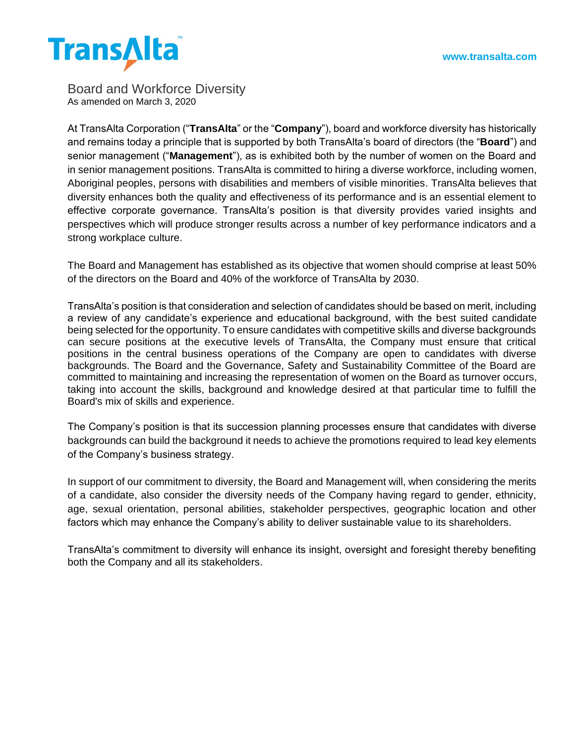# Board and Workforce Diversity

As amended on March 3, 2020

At TransAlta Corporation ("**TransAlta**" or the "**Company**"), board and workforce diversity has historically and remains today a principle that is supported by both TransAlta's board of directors (the "**Board**") and senior management ("**Management**"), as is exhibited both by the number of women on the Board and in senior management positions. TransAlta is committed to hiring a diverse workforce, including women, Aboriginal peoples, persons with disabilities and members of visible minorities. TransAlta believes that diversity enhances both the quality and effectiveness of its performance and is an essential element to effective corporate governance. TransAlta's position is that diversity provides varied insights and perspectives which will produce stronger results across a number of key performance indicators and a strong workplace culture.

The Board and Management has established as its objective that women should comprise at least 50% of the directors on the Board and 40% of the workforce of TransAlta by 2030.

TransAlta's position is that consideration and selection of candidates should be based on merit, including a review of any candidate's experience and educational background, with the best suited candidate being selected for the opportunity. To ensure candidates with competitive skills and diverse backgrounds can secure positions at the executive levels of TransAlta, the Company must ensure that critical positions in the central business operations of the Company are open to candidates with diverse backgrounds. The Board and the Governance, Safety and Sustainability Committee of the Board are committed to maintaining and increasing the representation of women on the Board as turnover occurs, taking into account the skills, background and knowledge desired at that particular time to fulfill the Board's mix of skills and experience.

The Company's position is that its succession planning processes ensure that candidates with diverse backgrounds can build the background it needs to achieve the promotions required to lead key elements of the Company's business strategy.

In support of our commitment to diversity, the Board and Management will, when considering the merits of a candidate, also consider the diversity needs of the Company having regard to gender, ethnicity, age, sexual orientation, personal abilities, stakeholder perspectives, geographic location and other factors which may enhance the Company's ability to deliver sustainable value to its shareholders.

TransAlta's commitment to diversity will enhance its insight, oversight and foresight thereby benefiting both the Company and all its stakeholders.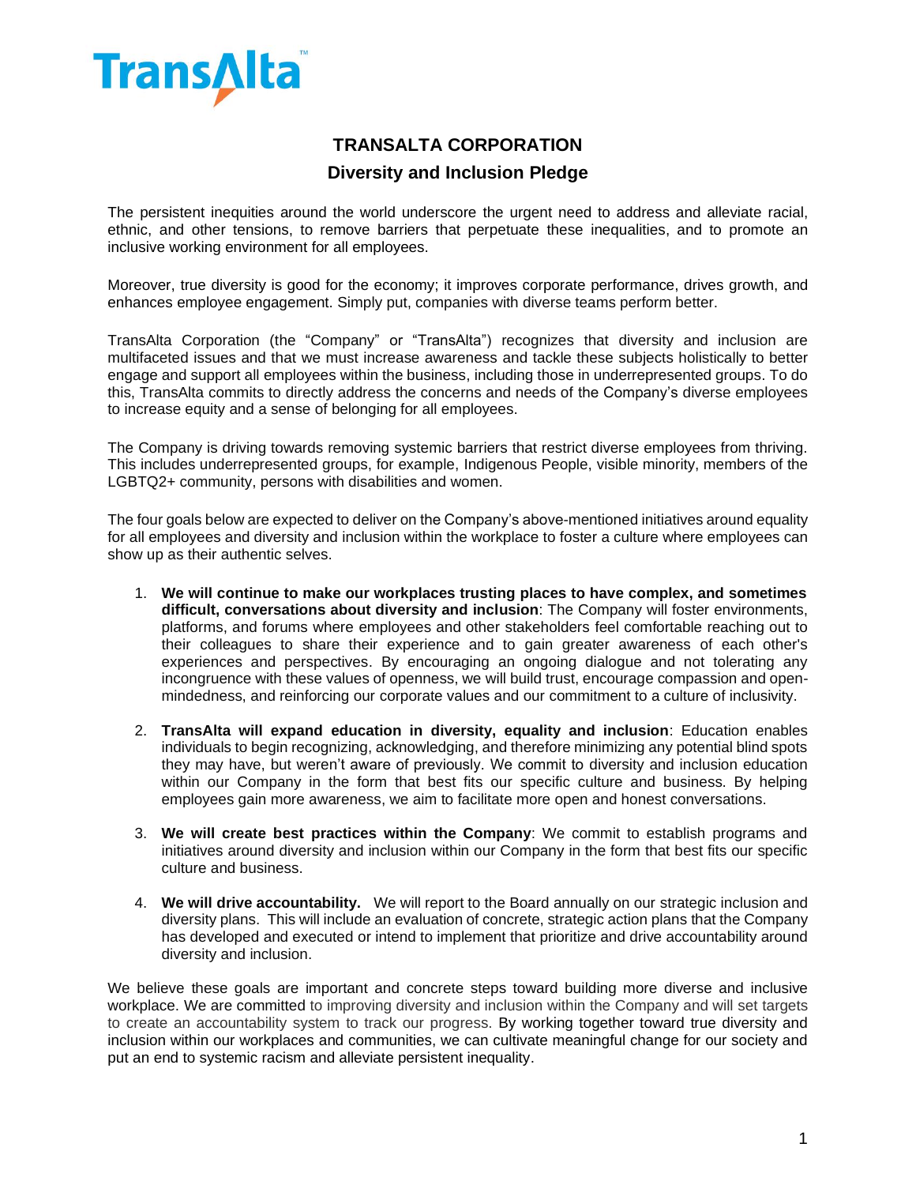# TRANSALTA CORPORATION

## Diversity and Inclusion Pledge

The persistent inequities around the world underscore the urgent need to address and alleviate racial, ethnic, and other tensions, to remove barriers that perpetuate these inequalities, and to promote an inclusive working environment for all employees.

Moreover, true diversity is good for the economy; it improves corporate performance, drives growth, and enhances employee engagement. Simply put, companies with diverse teams perform better.

TransAlta Corporation (the "Company" or "TransAlta") recognizes that diversity and inclusion are multifaceted issues and that we must increase awareness and tackle these subjects holistically to better engage and support all employees within the business, including those in underrepresented groups. To do this, TransAlta commits to directly address the concerns and needs of the Company's diverse employees to increase equity and a sense of belonging for all employees.

The Company is driving towards removing systemic barriers that restrict diverse employees from thriving. This includes underrepresented groups, for example, Indigenous People, visible minority, members of the LGBTQ2+ community, persons with disabilities and women.

The four goals below are expected to deliver on the Company's above-mentioned initiatives around equality for all employees and diversity and inclusion within the workplace to foster a culture where employees can show up as their authentic selves.

1. **We will continue to make our workplaces trusting places to have complex, and sometimes difficult, conversations about diversity and inclusion**: The Company will foster environments, platforms, and forums where employees and other stakeholders feel comfortable reaching out to their colleagues to share their experience and to gain greater awareness of each other's experiences and perspectives. By encouraging an ongoing dialogue and not tolerating any incongruence with these values of openness, we will build trust, encourage compassion and open-mindedness, and reinforcing our corporate values and our commitment to a culture of inclusivity.

2. **TransAlta will expand education in diversity, equality and inclusion**: Education enables individuals to begin recognizing, acknowledging, and therefore minimizing any potential blind spots they may have, but weren't aware of previously. We commit to diversity and inclusion education within our Company in the form that best fits our specific culture and business. By helping employees gain more awareness, we aim to facilitate more open and honest conversations.

3. **We will create best practices within the Company**: We commit to establish programs and initiatives around diversity and inclusion within our Company in the form that best fits our specific culture and business.

4. **We will drive accountability.** We will report to the Board annually on our strategic inclusion and diversity plans. This will include an evaluation of concrete, strategic action plans that the Company has developed and executed or intend to implement that prioritize and drive accountability around diversity and inclusion.

We believe these goals are important and concrete steps toward building more diverse and inclusive workplace. We are committed to improving diversity and inclusion within the Company and will set targets to create an accountability system to track our progress. By working together toward true diversity and inclusion within our workplaces and communities, we can cultivate meaningful change for our society and put an end to systemic racism and alleviate persistent inequality.